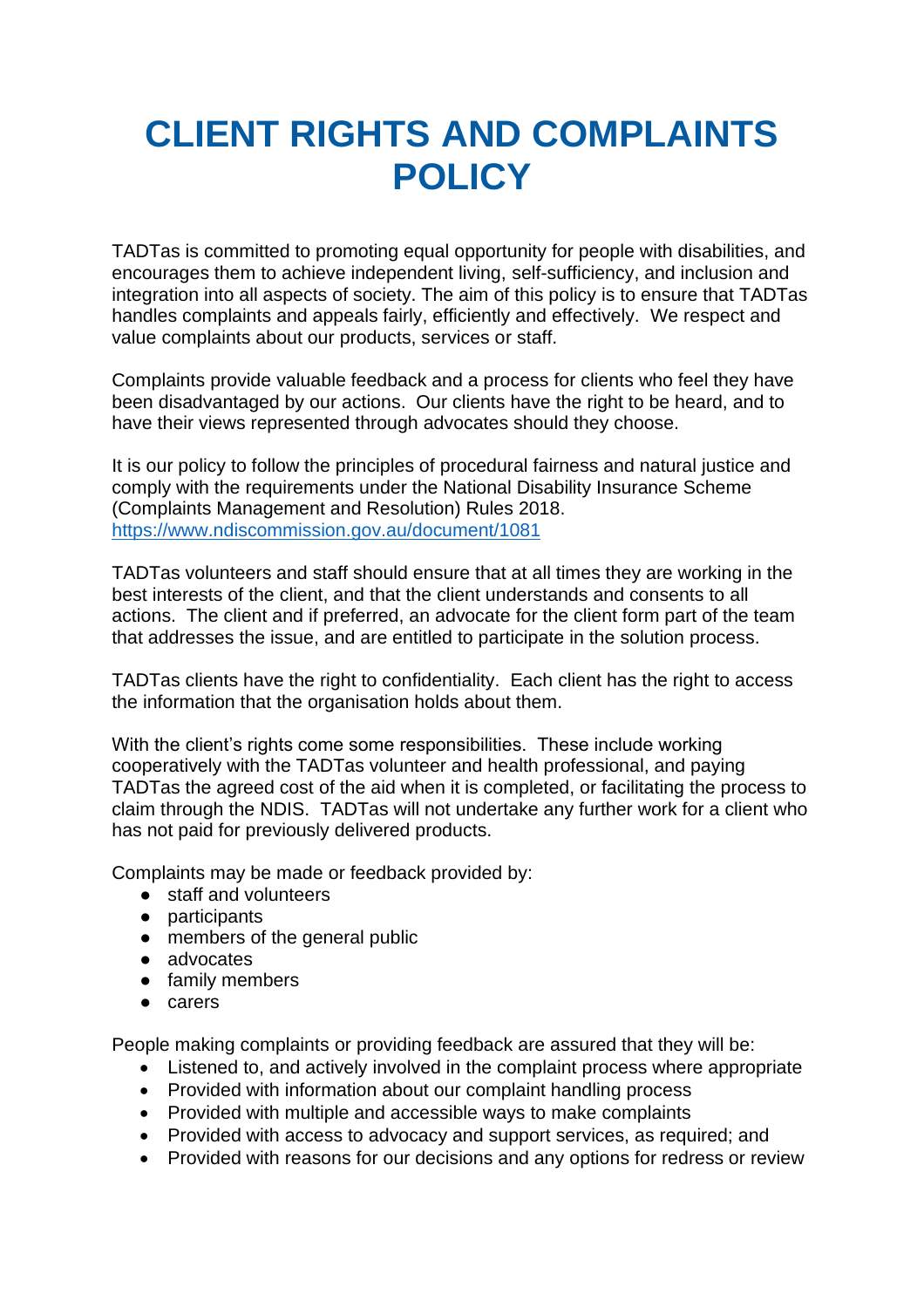# CLIENT RIGHTS AND COMPLAINTS POLICY

TADTas is committed to promoting equal opportunity for people with disabilities, and encourages them to achieve independent living, self-sufficiency, and inclusion and integration into all aspects of society. The aim of this policy is to ensure that TADTas handles complaints and appeals fairly, efficiently and effectively. We respect and value complaints about our products, services or staff.

Complaints provide valuable feedback and a process for clients who feel they have been disadvantaged by our actions. Our clients have the right to be heard, and to have their views represented through advocates should they choose.

It is our policy to follow the principles of procedural fairness and natural justice and comply with the requirements under the National Disability Insurance Scheme (Complaints Management and Resolution) Rules 2018.
[https://www.ndiscommission.gov.au/document/1081](https://www.ndiscommission.gov.au/document/1081)

TADTas volunteers and staff should ensure that at all times they are working in the best interests of the client, and that the client understands and consents to all actions. The client and if preferred, an advocate for the client form part of the team that addresses the issue, and are entitled to participate in the solution process.

TADTas clients have the right to confidentiality. Each client has the right to access the information that the organisation holds about them.

With the client's rights come some responsibilities. These include working cooperatively with the TADTas volunteer and health professional, and paying TADTas the agreed cost of the aid when it is completed, or facilitating the process to claim through the NDIS. TADTas will not undertake any further work for a client who has not paid for previously delivered products.

Complaints may be made or feedback provided by:

- staff and volunteers
- participants
- members of the general public
- advocates
- family members
- carers

People making complaints or providing feedback are assured that they will be:

- Listened to, and actively involved in the complaint process where appropriate
- Provided with information about our complaint handling process
- Provided with multiple and accessible ways to make complaints
- Provided with access to advocacy and support services, as required; and
- Provided with reasons for our decisions and any options for redress or review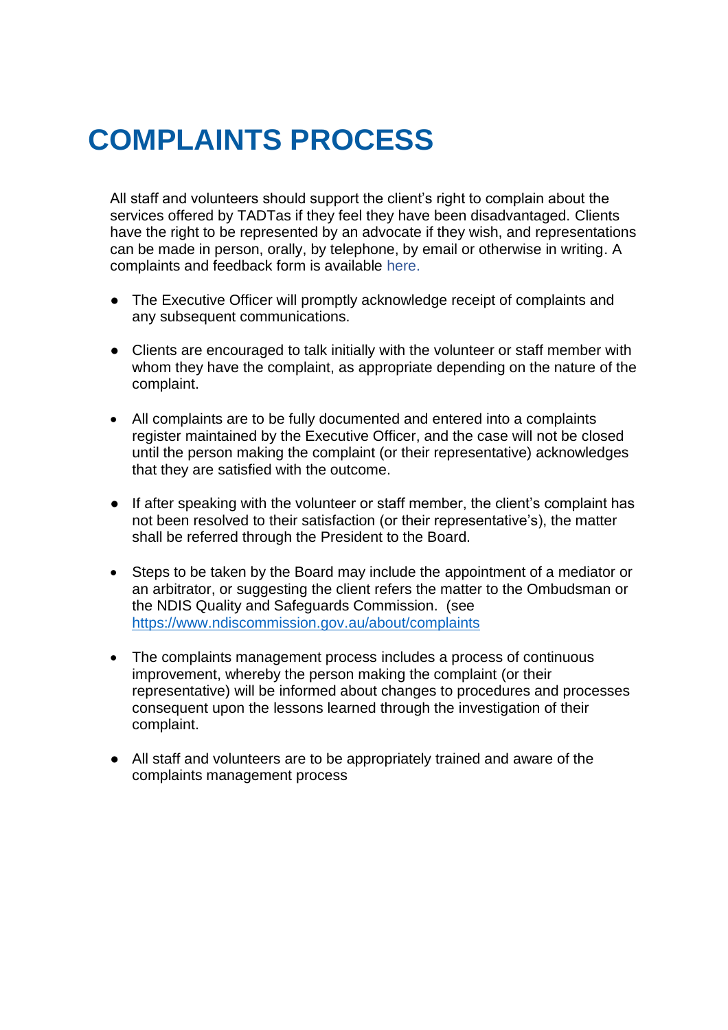# COMPLAINTS PROCESS

All staff and volunteers should support the client's right to complain about the services offered by TADTas if they feel they have been disadvantaged. Clients have the right to be represented by an advocate if they wish, and representations can be made in person, orally, by telephone, by email or otherwise in writing. A complaints and feedback form is available here.

- The Executive Officer will promptly acknowledge receipt of complaints and any subsequent communications.
- Clients are encouraged to talk initially with the volunteer or staff member with whom they have the complaint, as appropriate depending on the nature of the complaint.
- All complaints are to be fully documented and entered into a complaints register maintained by the Executive Officer, and the case will not be closed until the person making the complaint (or their representative) acknowledges that they are satisfied with the outcome.
- If after speaking with the volunteer or staff member, the client's complaint has not been resolved to their satisfaction (or their representative's), the matter shall be referred through the President to the Board.
- Steps to be taken by the Board may include the appointment of a mediator or an arbitrator, or suggesting the client refers the matter to the Ombudsman or the NDIS Quality and Safeguards Commission. (see https://www.ndiscommission.gov.au/about/complaints
- The complaints management process includes a process of continuous improvement, whereby the person making the complaint (or their representative) will be informed about changes to procedures and processes consequent upon the lessons learned through the investigation of their complaint.
- All staff and volunteers are to be appropriately trained and aware of the complaints management process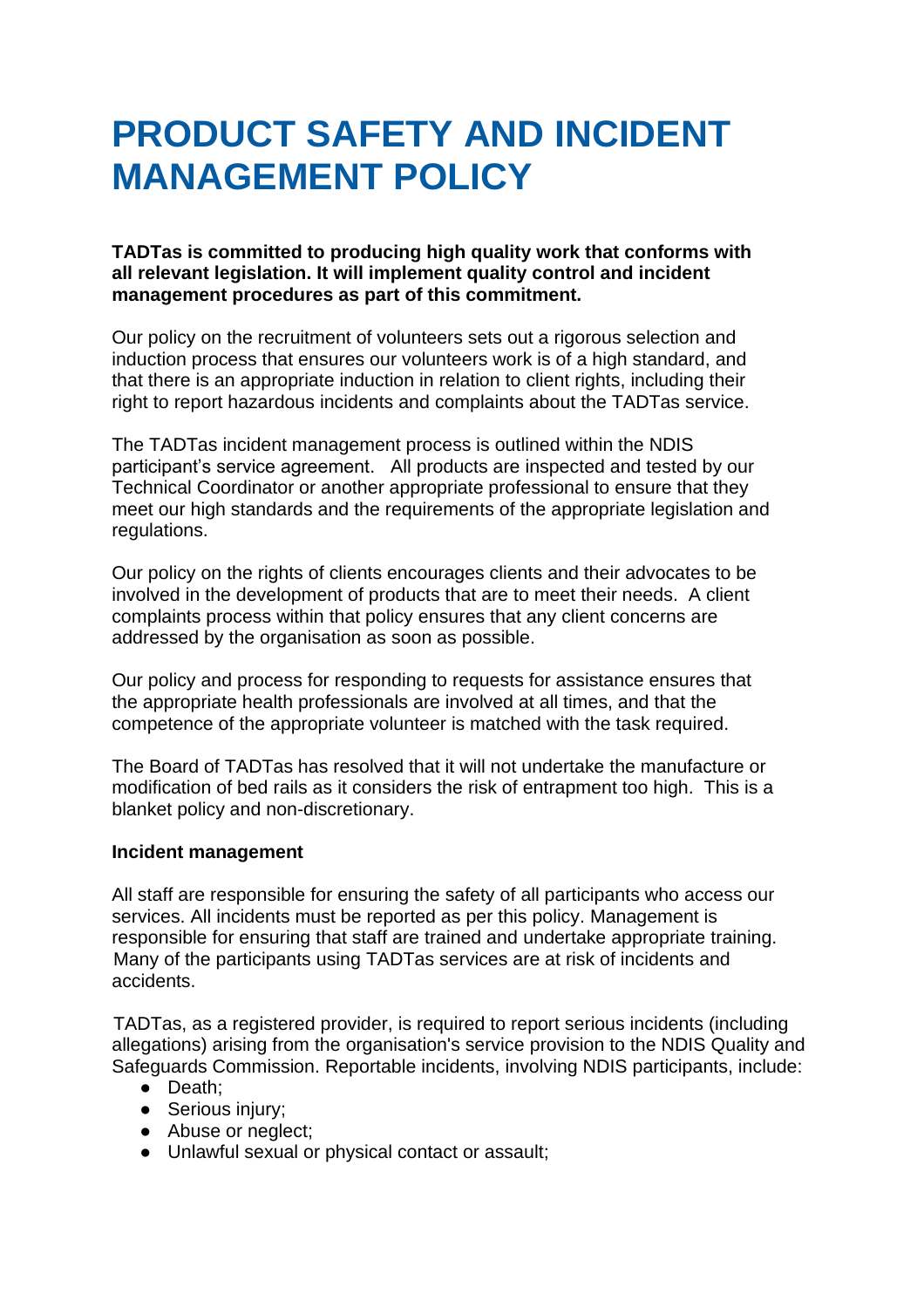# PRODUCT SAFETY AND INCIDENT MANAGEMENT POLICY

**TADTas is committed to producing high quality work that conforms with all relevant legislation. It will implement quality control and incident management procedures as part of this commitment.**

Our policy on the recruitment of volunteers sets out a rigorous selection and induction process that ensures our volunteers work is of a high standard, and that there is an appropriate induction in relation to client rights, including their right to report hazardous incidents and complaints about the TADTas service.

The TADTas incident management process is outlined within the NDIS participant's service agreement. All products are inspected and tested by our Technical Coordinator or another appropriate professional to ensure that they meet our high standards and the requirements of the appropriate legislation and regulations.

Our policy on the rights of clients encourages clients and their advocates to be involved in the development of products that are to meet their needs. A client complaints process within that policy ensures that any client concerns are addressed by the organisation as soon as possible.

Our policy and process for responding to requests for assistance ensures that the appropriate health professionals are involved at all times, and that the competence of the appropriate volunteer is matched with the task required.

The Board of TADTas has resolved that it will not undertake the manufacture or modification of bed rails as it considers the risk of entrapment too high. This is a blanket policy and non-discretionary.

**Incident management**

All staff are responsible for ensuring the safety of all participants who access our services. All incidents must be reported as per this policy. Management is responsible for ensuring that staff are trained and undertake appropriate training. Many of the participants using TADTas services are at risk of incidents and accidents.

TADTas, as a registered provider, is required to report serious incidents (including allegations) arising from the organisation's service provision to the NDIS Quality and Safeguards Commission. Reportable incidents, involving NDIS participants, include:

- Death;
- Serious injury;
- Abuse or neglect;
- Unlawful sexual or physical contact or assault;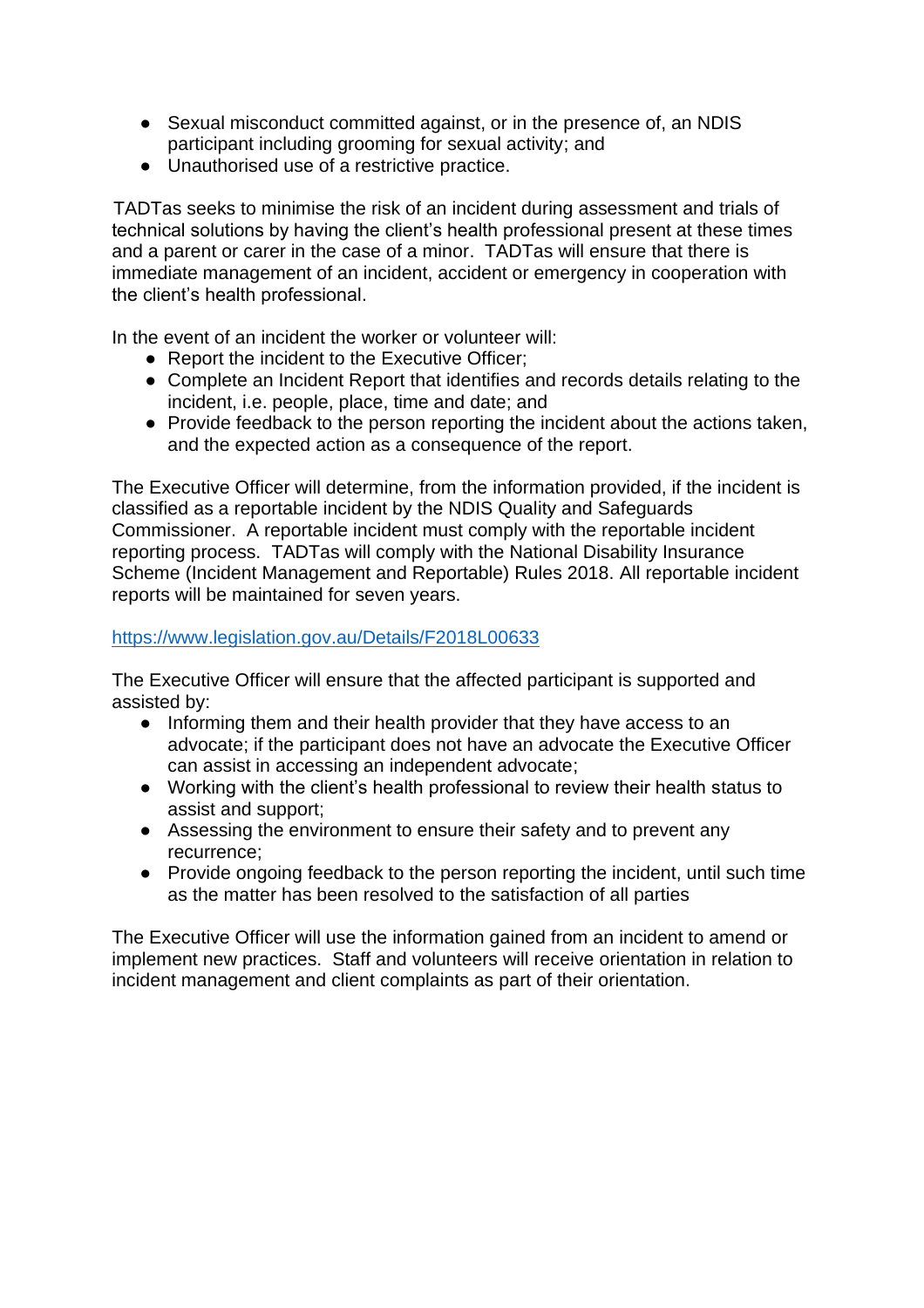- Sexual misconduct committed against, or in the presence of, an NDIS participant including grooming for sexual activity; and
- Unauthorised use of a restrictive practice.

TADTas seeks to minimise the risk of an incident during assessment and trials of technical solutions by having the client's health professional present at these times and a parent or carer in the case of a minor. TADTas will ensure that there is immediate management of an incident, accident or emergency in cooperation with the client's health professional.

In the event of an incident the worker or volunteer will:

- Report the incident to the Executive Officer;
- Complete an Incident Report that identifies and records details relating to the incident, i.e. people, place, time and date; and
- Provide feedback to the person reporting the incident about the actions taken, and the expected action as a consequence of the report.

The Executive Officer will determine, from the information provided, if the incident is classified as a reportable incident by the NDIS Quality and Safeguards Commissioner. A reportable incident must comply with the reportable incident reporting process. TADTas will comply with the National Disability Insurance Scheme (Incident Management and Reportable) Rules 2018. All reportable incident reports will be maintained for seven years.

https://www.legislation.gov.au/Details/F2018L00633

The Executive Officer will ensure that the affected participant is supported and assisted by:

- Informing them and their health provider that they have access to an advocate; if the participant does not have an advocate the Executive Officer can assist in accessing an independent advocate;
- Working with the client's health professional to review their health status to assist and support;
- Assessing the environment to ensure their safety and to prevent any recurrence;
- Provide ongoing feedback to the person reporting the incident, until such time as the matter has been resolved to the satisfaction of all parties

The Executive Officer will use the information gained from an incident to amend or implement new practices. Staff and volunteers will receive orientation in relation to incident management and client complaints as part of their orientation.